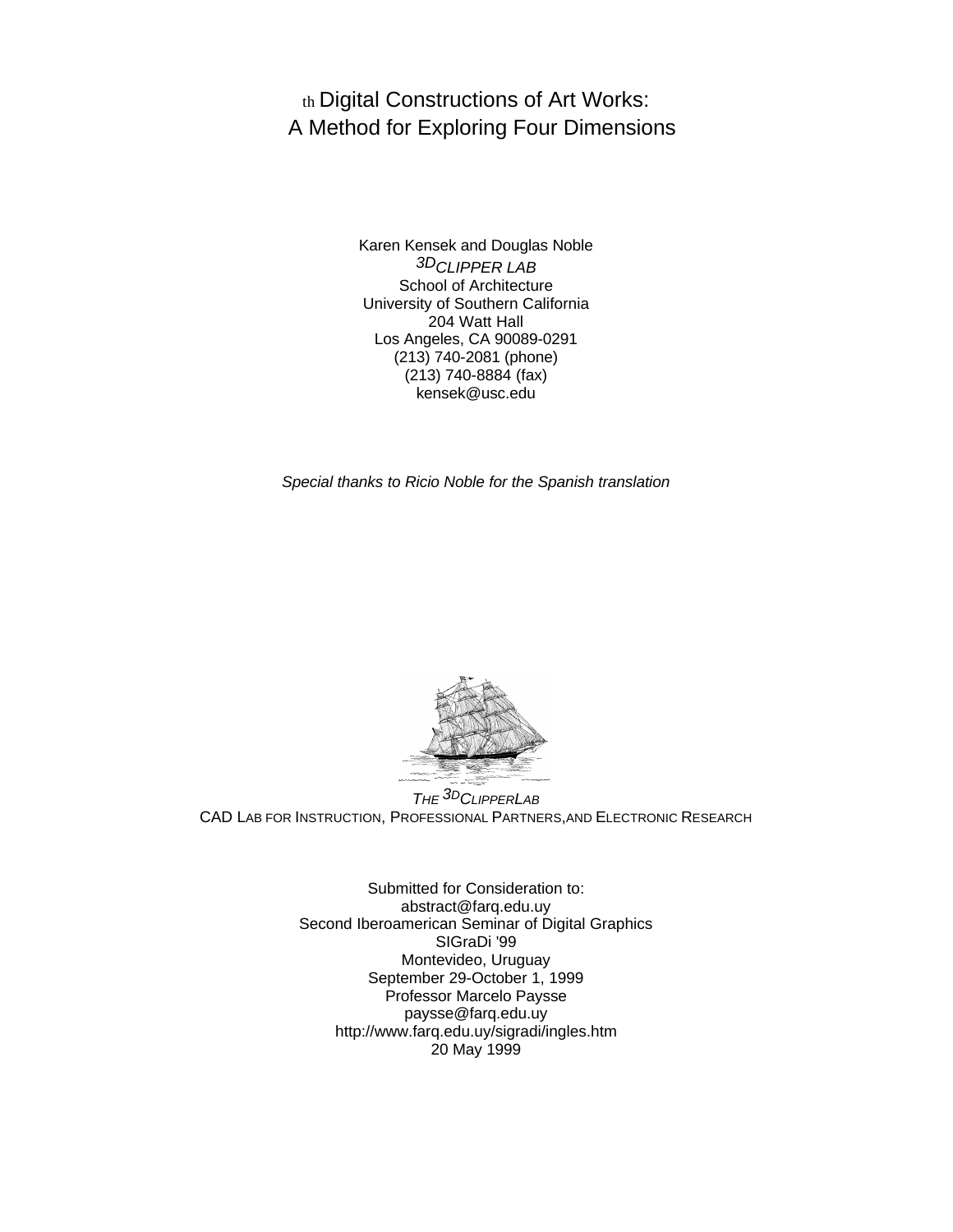# th Digital Constructions of Art Works: A Method for Exploring Four Dimensions

Karen Kensek and Douglas Noble
*3DCLIPPER LAB*
School of Architecture
University of Southern California
204 Watt Hall
Los Angeles, CA 90089-0291
(213) 740-2081 (phone)
(213) 740-8884 (fax)
kensek@usc.edu

*Special thanks to Ricio Noble for the Spanish translation*

*THE 3DCLIPPERLAB*
CAD LAB FOR INSTRUCTION, PROFESSIONAL PARTNERS,AND ELECTRONIC RESEARCH

Submitted for Consideration to:
abstract@farq.edu.uy
Second Iberoamerican Seminar of Digital Graphics
SIGraDi '99
Montevideo, Uruguay
September 29-October 1, 1999
Professor Marcelo Paysse
paysse@farq.edu.uy
http://www.farq.edu.uy/sigradi/ingles.htm
20 May 1999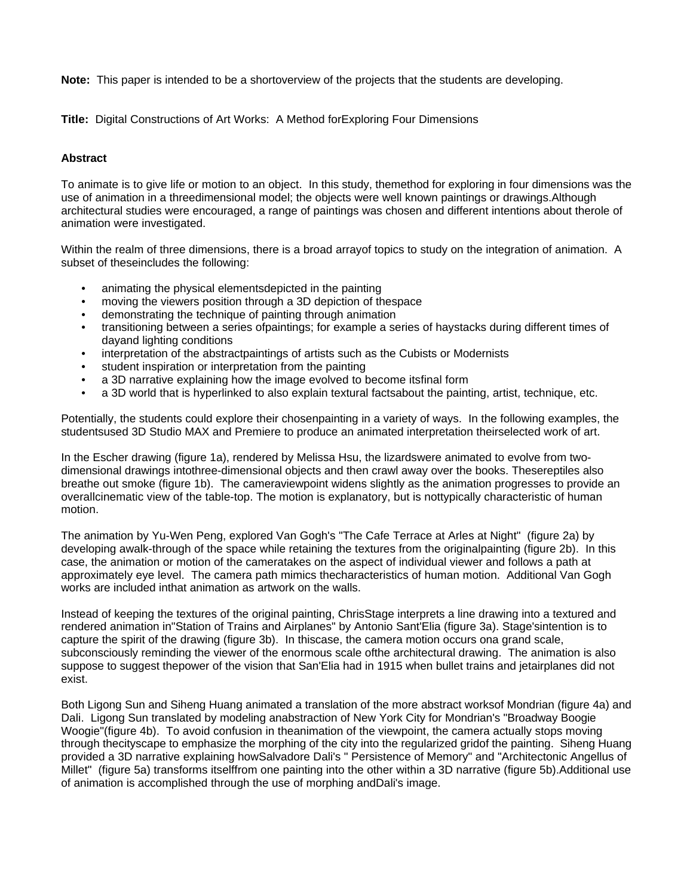**Note:** This paper is intended to be a shortoverview of the projects that the students are developing.

**Title:** Digital Constructions of Art Works: A Method forExploring Four Dimensions

**Abstract**

To animate is to give life or motion to an object. In this study, themethod for exploring in four dimensions was the use of animation in a threedimensional model; the objects were well known paintings or drawings.Although architectural studies were encouraged, a range of paintings was chosen and different intentions about therole of animation were investigated.

Within the realm of three dimensions, there is a broad arrayof topics to study on the integration of animation. A subset of theseincludes the following:

- animating the physical elementsdepicted in the painting
- moving the viewers position through a 3D depiction of thespace
- demonstrating the technique of painting through animation
- transitioning between a series ofpaintings; for example a series of haystacks during different times of dayand lighting conditions
- interpretation of the abstractpaintings of artists such as the Cubists or Modernists
- student inspiration or interpretation from the painting
- a 3D narrative explaining how the image evolved to become itsfinal form
- a 3D world that is hyperlinked to also explain textural factsabout the painting, artist, technique, etc.

Potentially, the students could explore their chosenpainting in a variety of ways. In the following examples, the studentsused 3D Studio MAX and Premiere to produce an animated interpretation theirselected work of art.

In the Escher drawing (figure 1a), rendered by Melissa Hsu, the lizardswere animated to evolve from two-dimensional drawings intothree-dimensional objects and then crawl away over the books. Thesereptiles also breathe out smoke (figure 1b). The cameraviewpoint widens slightly as the animation progresses to provide an overallcinematic view of the table-top. The motion is explanatory, but is nottypically characteristic of human motion.

The animation by Yu-Wen Peng, explored Van Gogh's "The Cafe Terrace at Arles at Night" (figure 2a) by developing awalk-through of the space while retaining the textures from the originalpainting (figure 2b). In this case, the animation or motion of the cameratakes on the aspect of individual viewer and follows a path at approximately eye level. The camera path mimics thecharacteristics of human motion. Additional Van Gogh works are included inthat animation as artwork on the walls.

Instead of keeping the textures of the original painting, ChrisStage interprets a line drawing into a textured and rendered animation in"Station of Trains and Airplanes" by Antonio Sant'Elia (figure 3a). Stage'sintention is to capture the spirit of the drawing (figure 3b). In thiscase, the camera motion occurs ona grand scale, subconsciously reminding the viewer of the enormous scale ofthe architectural drawing. The animation is also suppose to suggest thepower of the vision that San'Elia had in 1915 when bullet trains and jetairplanes did not exist.

Both Ligong Sun and Siheng Huang animated a translation of the more abstract worksof Mondrian (figure 4a) and Dali. Ligong Sun translated by modeling anabstraction of New York City for Mondrian's "Broadway Boogie Woogie"(figure 4b). To avoid confusion in theanimation of the viewpoint, the camera actually stops moving through thecityscape to emphasize the morphing of the city into the regularized gridof the painting. Siheng Huang provided a 3D narrative explaining howSalvadore Dali's " Persistence of Memory" and "Architectonic Angellus of Millet" (figure 5a) transforms itselffrom one painting into the other within a 3D narrative (figure 5b).Additional use of animation is accomplished through the use of morphing andDali's image.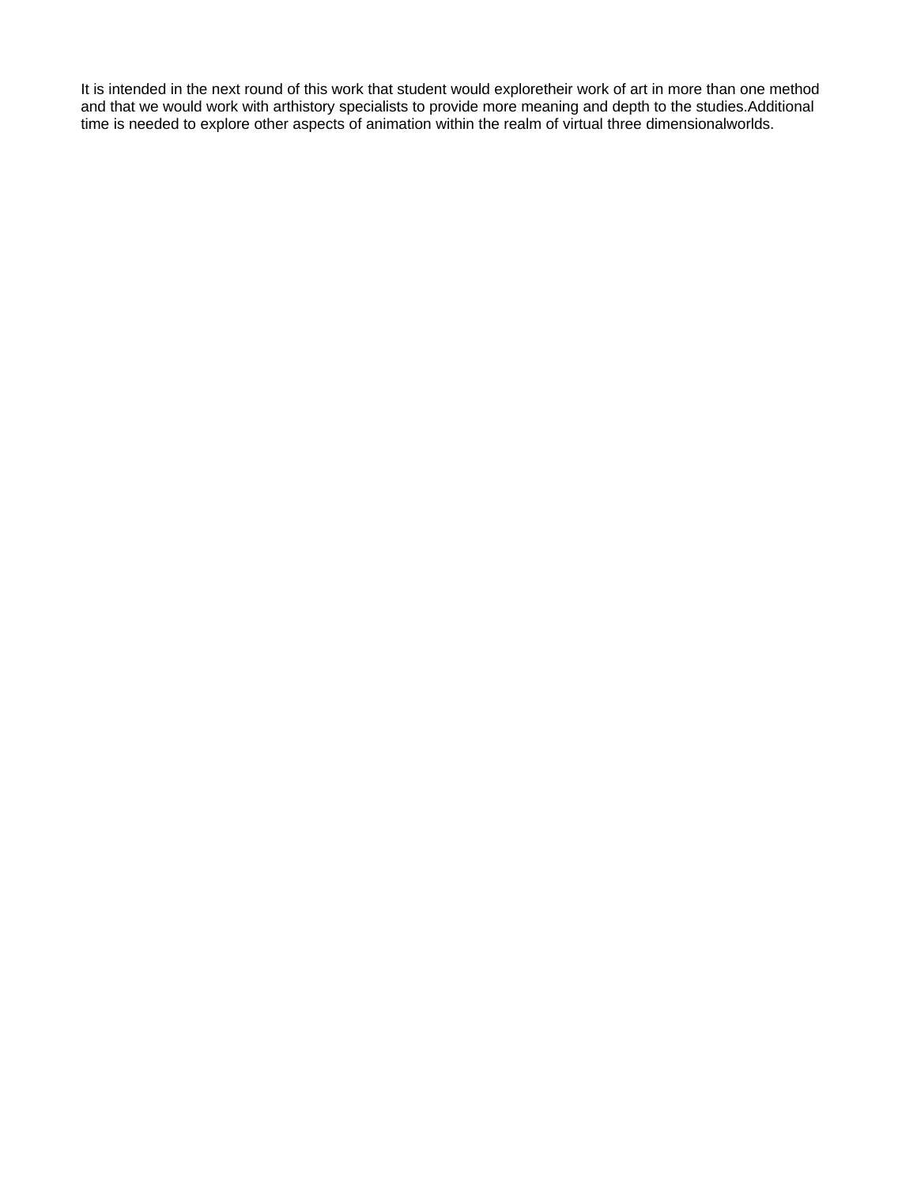It is intended in the next round of this work that student would exploretheir work of art in more than one method and that we would work with arthistory specialists to provide more meaning and depth to the studies.Additional time is needed to explore other aspects of animation within the realm of virtual three dimensionalworlds.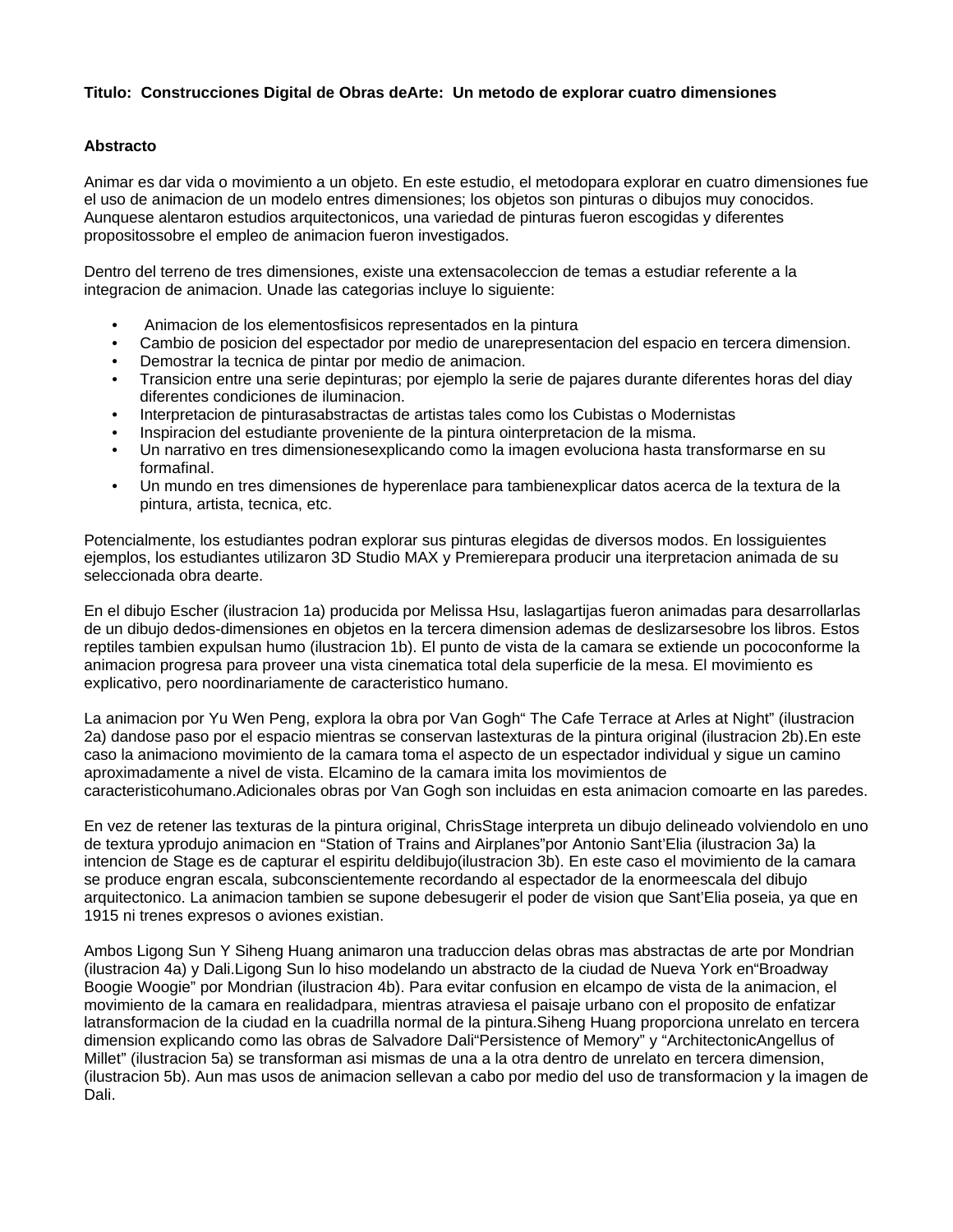**Titulo: Construcciones Digital de Obras deArte: Un metodo de explorar cuatro dimensiones**

**Abstracto**

Animar es dar vida o movimiento a un objeto. En este estudio, el metodopara explorar en cuatro dimensiones fue el uso de animacion de un modelo entres dimensiones; los objetos son pinturas o dibujos muy conocidos. Aunquese alentaron estudios arquitectonicos, una variedad de pinturas fueron escogidas y diferentes propositossobre el empleo de animacion fueron investigados.

Dentro del terreno de tres dimensiones, existe una extensacoleccion de temas a estudiar referente a la integracion de animacion. Unade las categorias incluye lo siguiente:

- Animacion de los elementosfisicos representados en la pintura
- Cambio de posicion del espectador por medio de unarepresentacion del espacio en tercera dimension.
- Demostrar la tecnica de pintar por medio de animacion.
- Transicion entre una serie depinturas; por ejemplo la serie de pajares durante diferentes horas del diay diferentes condiciones de iluminacion.
- Interpretacion de pinturasabstractas de artistas tales como los Cubistas o Modernistas
- Inspiracion del estudiante proveniente de la pintura ointerpretacion de la misma.
- Un narrativo en tres dimensionesexplicando como la imagen evoluciona hasta transformarse en su formafinal.
- Un mundo en tres dimensiones de hyperenlace para tambienexplicar datos acerca de la textura de la pintura, artista, tecnica, etc.

Potencialmente, los estudiantes podran explorar sus pinturas elegidas de diversos modos. En lossiguientes ejemplos, los estudiantes utilizaron 3D Studio MAX y Premierepara producir una iterpretacion animada de su seleccionada obra dearte.

En el dibujo Escher (ilustracion 1a) producida por Melissa Hsu, laslagartijas fueron animadas para desarrollarlas de un dibujo dedos-dimensiones en objetos en la tercera dimension ademas de deslizarsesobre los libros. Estos reptiles tambien expulsan humo (ilustracion 1b). El punto de vista de la camara se extiende un pococonforme la animacion progresa para proveer una vista cinematica total dela superficie de la mesa. El movimiento es explicativo, pero noordinariamente de caracteristico humano.

La animacion por Yu Wen Peng, explora la obra por Van Gogh" The Cafe Terrace at Arles at Night" (ilustracion 2a) dandose paso por el espacio mientras se conservan lastexturas de la pintura original (ilustracion 2b).En este caso la animaciono movimiento de la camara toma el aspecto de un espectador individual y sigue un camino aproximadamente a nivel de vista. Elcamino de la camara imita los movimientos de caracteristicohumano.Adicionales obras por Van Gogh son incluidas en esta animacion comoarte en las paredes.

En vez de retener las texturas de la pintura original, ChrisStage interpreta un dibujo delineado volviendolo en uno de textura yprodujo animacion en "Station of Trains and Airplanes"por Antonio Sant'Elia (ilustracion 3a) la intencion de Stage es de capturar el espiritu deldibujo(ilustracion 3b). En este caso el movimiento de la camara se produce engran escala, subconscientemente recordando al espectador de la enormeescala del dibujo arquitectonico. La animacion tambien se supone debesugerir el poder de vision que Sant'Elia poseia, ya que en 1915 ni trenes expresos o aviones existian.

Ambos Ligong Sun Y Siheng Huang animaron una traduccion delas obras mas abstractas de arte por Mondrian (ilustracion 4a) y Dali.Ligong Sun lo hiso modelando un abstracto de la ciudad de Nueva York en"Broadway Boogie Woogie" por Mondrian (ilustracion 4b). Para evitar confusion en elcampo de vista de la animacion, el movimiento de la camara en realidadpara, mientras atraviesa el paisaje urbano con el proposito de enfatizar latransformacion de la ciudad en la cuadrilla normal de la pintura.Siheng Huang proporciona unrelato en tercera dimension explicando como las obras de Salvadore Dali"Persistence of Memory" y "ArchitectonicAngellus of Millet" (ilustracion 5a) se transforman asi mismas de una a la otra dentro de unrelato en tercera dimension, (ilustracion 5b). Aun mas usos de animacion sellevan a cabo por medio del uso de transformacion y la imagen de Dali.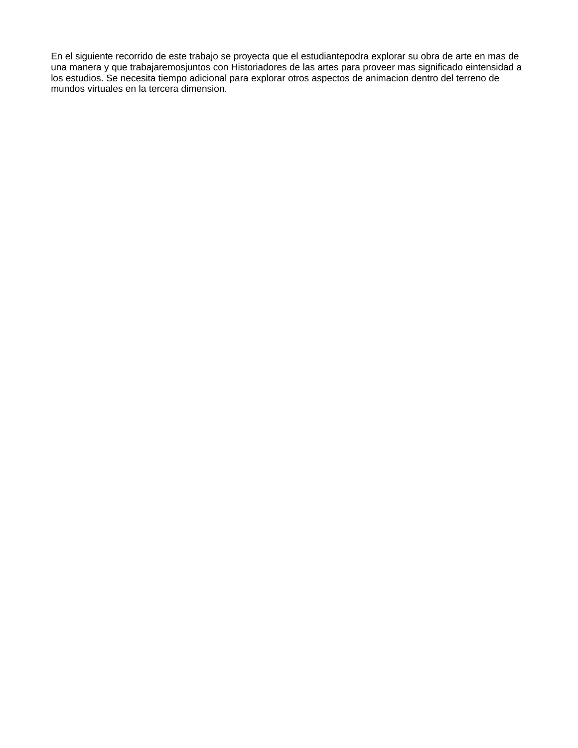En el siguiente recorrido de este trabajo se proyecta que el estudiantepodra explorar su obra de arte en mas de una manera y que trabajaremosjuntos con Historiadores de las artes para proveer mas significado eintensidad a los estudios. Se necesita tiempo adicional para explorar otros aspectos de animacion dentro del terreno de mundos virtuales en la tercera dimension.